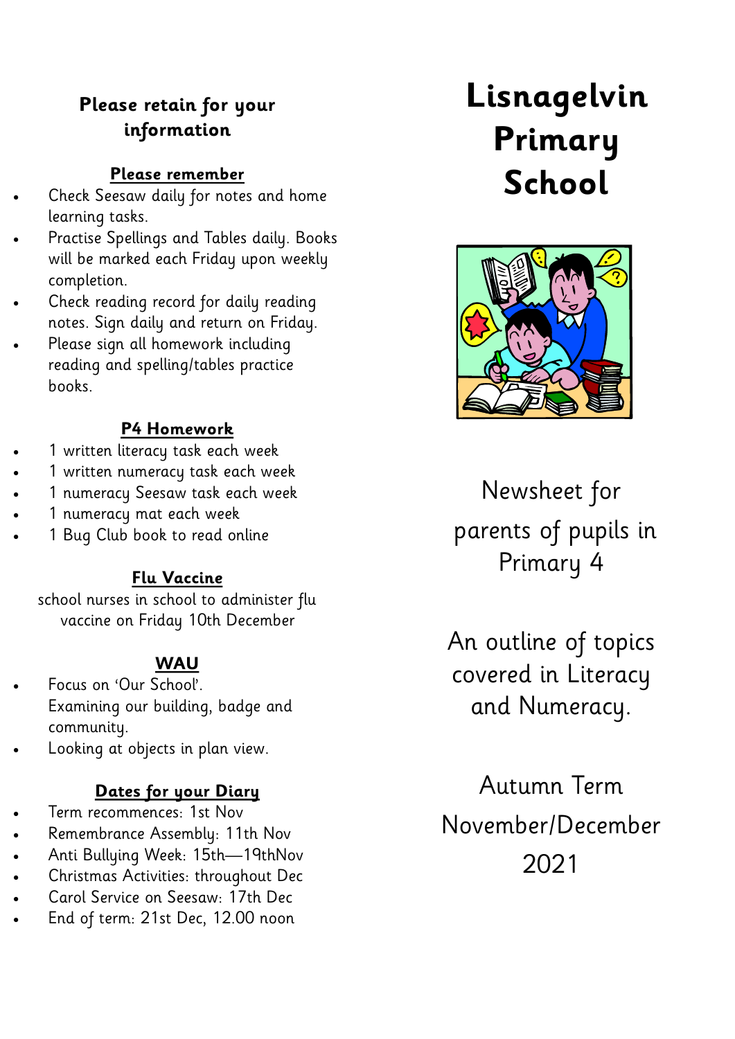# Lisnagelvin Primary School

Newsheet for parents of pupils in Primary 4

An outline of topics covered in Literacy and Numeracy.

Autumn Term November/December 2021

**Please retain for your information**

## Please remember

- Check Seesaw daily for notes and home learning tasks.
- Practise Spellings and Tables daily. Books will be marked each Friday upon weekly completion.
- Check reading record for daily reading notes. Sign daily and return on Friday.
- Please sign all homework including reading and spelling/tables practice books.

## P4 Homework

- 1 written literacy task each week
- 1 written numeracy task each week
- 1 numeracy Seesaw task each week
- 1 numeracy mat each week
- 1 Bug Club book to read online

## Flu Vaccine

school nurses in school to administer flu vaccine on Friday 10th December

## WAU

- Focus on 'Our School'. Examining our building, badge and community.
- Looking at objects in plan view.

## Dates for your Diary

- Term recommences: 1st Nov
- Remembrance Assembly: 11th Nov
- Anti Bullying Week: 15th—19thNov
- Christmas Activities: throughout Dec
- Carol Service on Seesaw: 17th Dec
- End of term: 21st Dec, 12.00 noon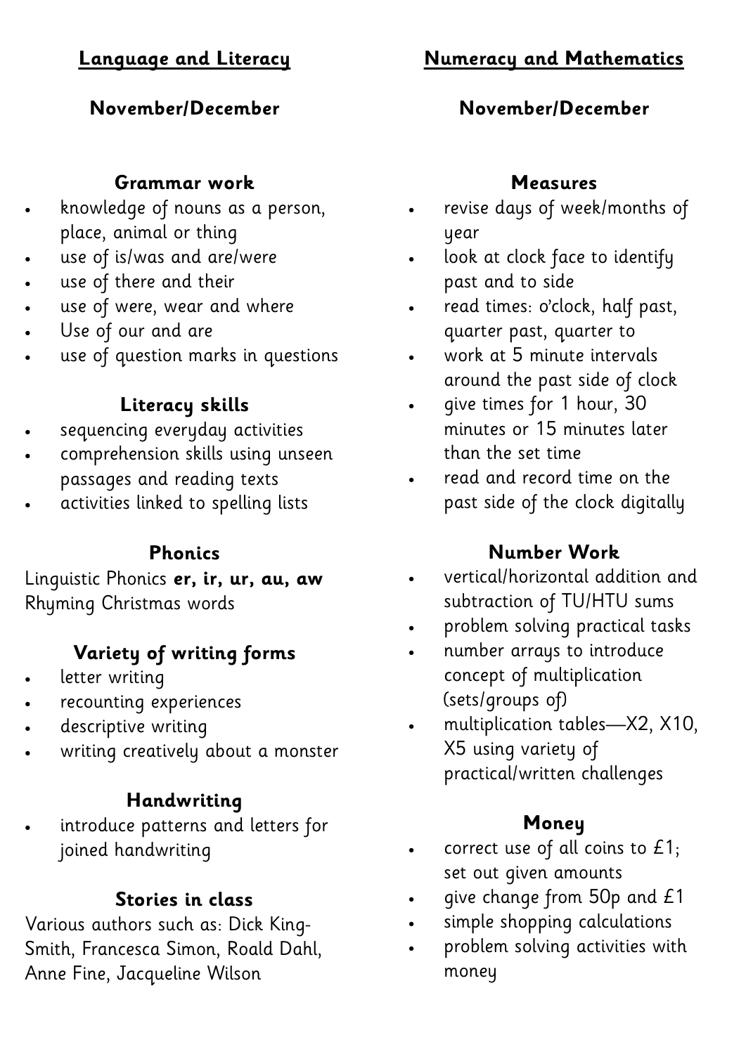## Language and Literacy

### November/December

#### Grammar work

- knowledge of nouns as a person, place, animal or thing
- use of is/was and are/were
- use of there and their
- use of were, wear and where
- Use of our and are
- use of question marks in questions

#### Literacy skills

- sequencing everyday activities
- comprehension skills using unseen passages and reading texts
- activities linked to spelling lists

#### Phonics

Linguistic Phonics **er, ir, ur, au, aw**
Rhyming Christmas words

#### Variety of writing forms

- letter writing
- recounting experiences
- descriptive writing
- writing creatively about a monster

#### Handwriting

- introduce patterns and letters for joined handwriting

#### Stories in class

Various authors such as: Dick King-Smith, Francesca Simon, Roald Dahl, Anne Fine, Jacqueline Wilson

## Numeracy and Mathematics

### November/December

#### Measures

- revise days of week/months of year
- look at clock face to identify past and to side
- read times: o'clock, half past, quarter past, quarter to
- work at 5 minute intervals around the past side of clock
- give times for 1 hour, 30 minutes or 15 minutes later than the set time
- read and record time on the past side of the clock digitally

#### Number Work

- vertical/horizontal addition and subtraction of TU/HTU sums
- problem solving practical tasks
- number arrays to introduce concept of multiplication (sets/groups of)
- multiplication tables—X2, X10, X5 using variety of practical/written challenges

#### Money

- correct use of all coins to £1; set out given amounts
- give change from 50p and £1
- simple shopping calculations
- problem solving activities with money